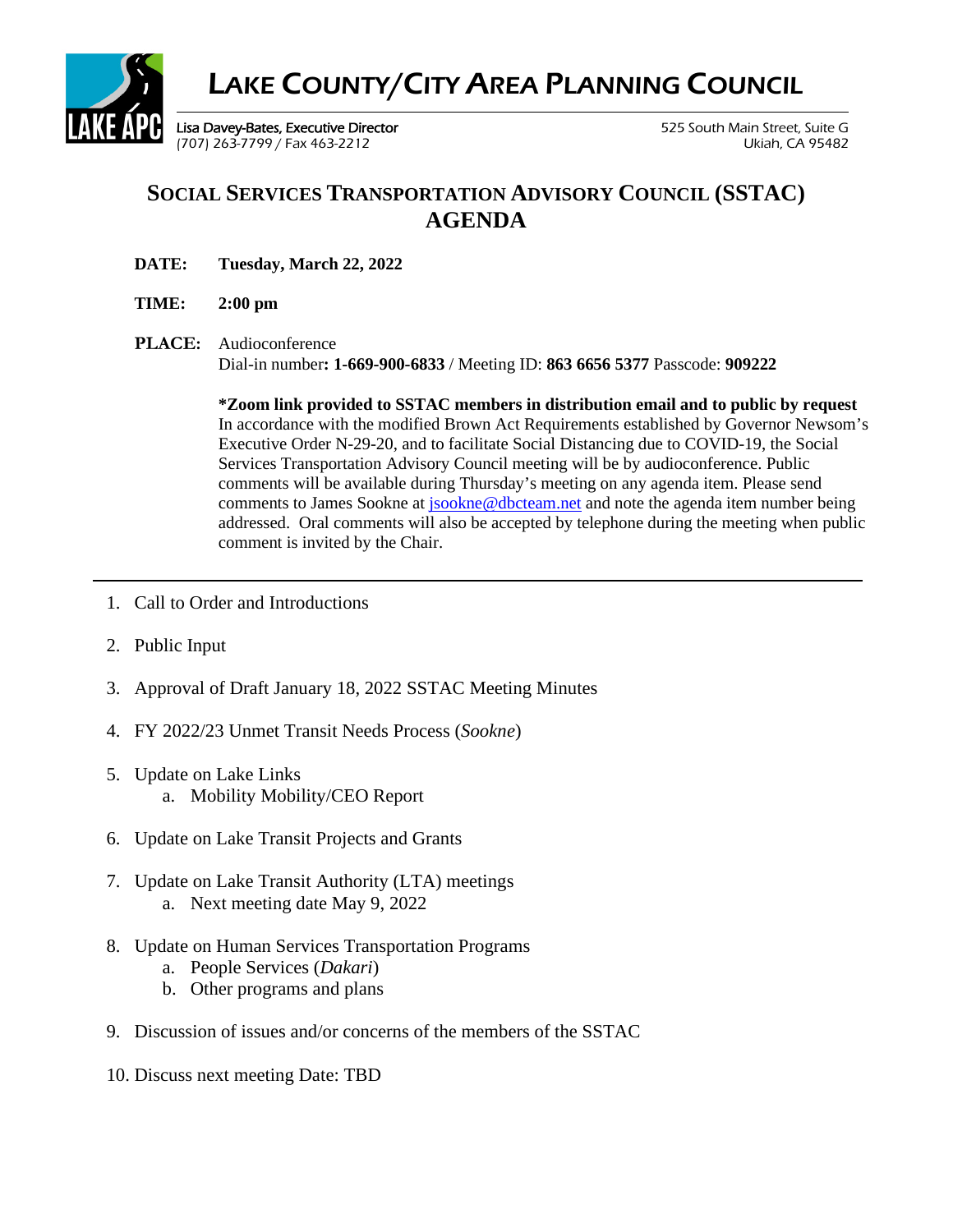# LAKE COUNTY/CITY AREA PLANNING COUNCIL

Lisa Davey-Bates, Executive Director
(707) 263-7799 / Fax 463-2212

525 South Main Street, Suite G
Ukiah, CA 95482

## SOCIAL SERVICES TRANSPORTATION ADVISORY COUNCIL (SSTAC) AGENDA

**DATE:** **Tuesday, March 22, 2022**

**TIME:** **2:00 pm**

**PLACE:** Audioconference
Dial-in number**: 1-669-900-6833** / Meeting ID: **863 6656 5377** Passcode: **909222**

**\*Zoom link provided to SSTAC members in distribution email and to public by request**
In accordance with the modified Brown Act Requirements established by Governor Newsom's Executive Order N-29-20, and to facilitate Social Distancing due to COVID-19, the Social Services Transportation Advisory Council meeting will be by audioconference. Public comments will be available during Thursday's meeting on any agenda item. Please send comments to James Sookne at jsookne@dbcteam.net and note the agenda item number being addressed. Oral comments will also be accepted by telephone during the meeting when public comment is invited by the Chair.

---

1. Call to Order and Introductions
2. Public Input
3. Approval of Draft January 18, 2022 SSTAC Meeting Minutes
4. FY 2022/23 Unmet Transit Needs Process (*Sookne*)
5. Update on Lake Links
   a. Mobility Mobility/CEO Report
6. Update on Lake Transit Projects and Grants
7. Update on Lake Transit Authority (LTA) meetings
   a. Next meeting date May 9, 2022
8. Update on Human Services Transportation Programs
   a. People Services (*Dakari*)
   b. Other programs and plans
9. Discussion of issues and/or concerns of the members of the SSTAC
10. Discuss next meeting Date: TBD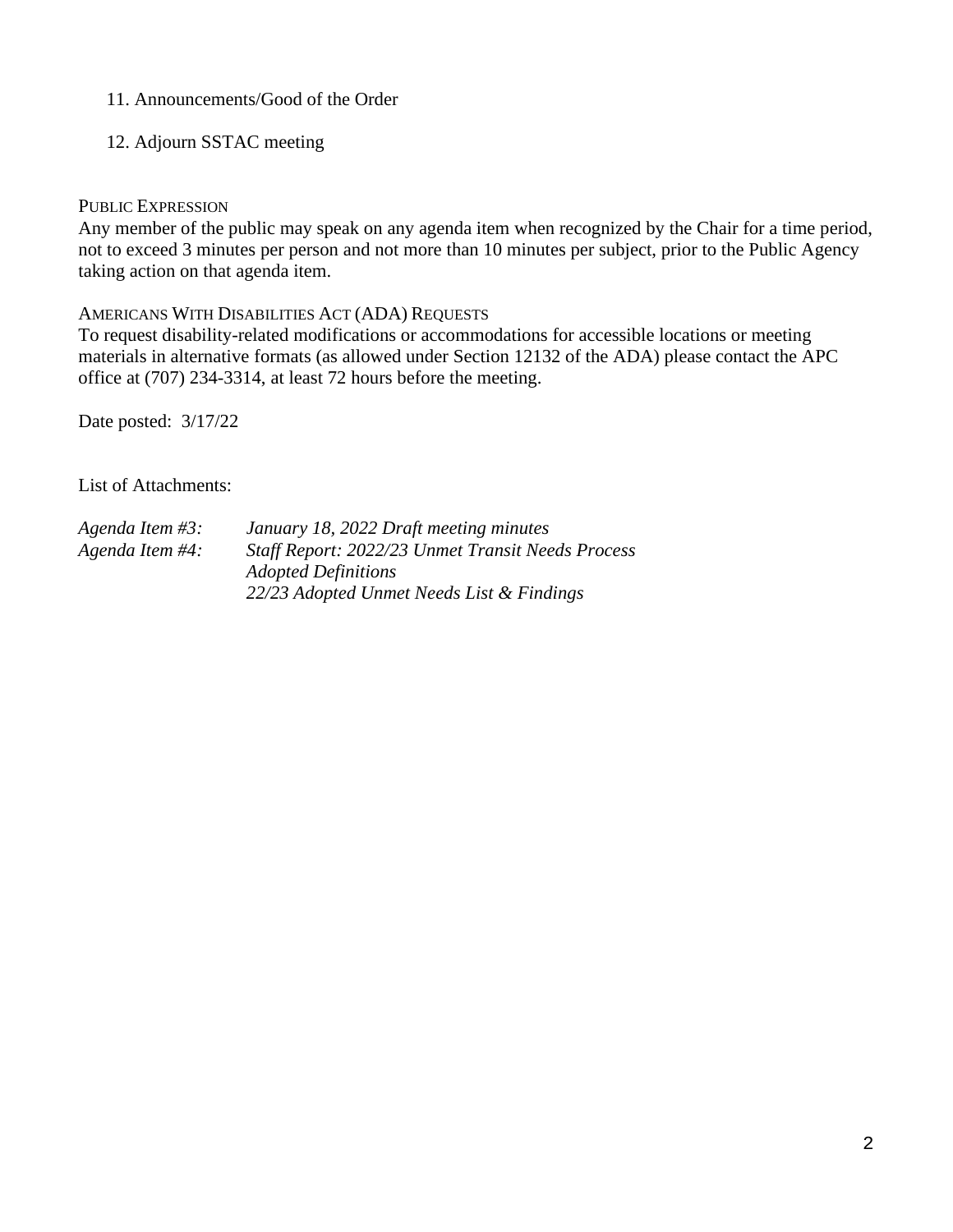11. Announcements/Good of the Order

12. Adjourn SSTAC meeting

PUBLIC EXPRESSION

Any member of the public may speak on any agenda item when recognized by the Chair for a time period, not to exceed 3 minutes per person and not more than 10 minutes per subject, prior to the Public Agency taking action on that agenda item.

AMERICANS WITH DISABILITIES ACT (ADA) REQUESTS

To request disability-related modifications or accommodations for accessible locations or meeting materials in alternative formats (as allowed under Section 12132 of the ADA) please contact the APC office at (707) 234-3314, at least 72 hours before the meeting.

Date posted: 3/17/22

List of Attachments:

| | |
|---|---|
| *Agenda Item #3:* | *January 18, 2022 Draft meeting minutes* |
| *Agenda Item #4:* | *Staff Report: 2022/23 Unmet Transit Needs Process* |
| | *Adopted Definitions* |
| | *22/23 Adopted Unmet Needs List & Findings* |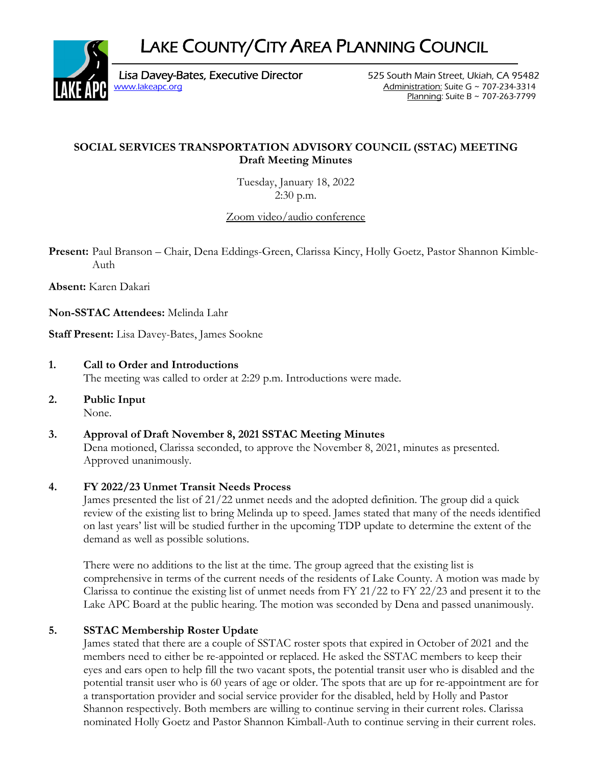# LAKE COUNTY/CITY AREA PLANNING COUNCIL

Lisa Davey-Bates, Executive Director
www.lakeapc.org

525 South Main Street, Ukiah, CA 95482
Administration: Suite G ~ 707-234-3314
Planning: Suite B ~ 707-263-7799

**SOCIAL SERVICES TRANSPORTATION ADVISORY COUNCIL (SSTAC) MEETING**
**Draft Meeting Minutes**

Tuesday, January 18, 2022
2:30 p.m.

Zoom video/audio conference

**Present:** Paul Branson – Chair, Dena Eddings-Green, Clarissa Kincy, Holly Goetz, Pastor Shannon Kimble-Auth

**Absent:** Karen Dakari

**Non-SSTAC Attendees:** Melinda Lahr

**Staff Present:** Lisa Davey-Bates, James Sookne

1. **Call to Order and Introductions**
   The meeting was called to order at 2:29 p.m. Introductions were made.

2. **Public Input**
   None.

3. **Approval of Draft November 8, 2021 SSTAC Meeting Minutes**
   Dena motioned, Clarissa seconded, to approve the November 8, 2021, minutes as presented. Approved unanimously.

4. **FY 2022/23 Unmet Transit Needs Process**
   James presented the list of 21/22 unmet needs and the adopted definition. The group did a quick review of the existing list to bring Melinda up to speed. James stated that many of the needs identified on last years' list will be studied further in the upcoming TDP update to determine the extent of the demand as well as possible solutions.

   There were no additions to the list at the time. The group agreed that the existing list is comprehensive in terms of the current needs of the residents of Lake County. A motion was made by Clarissa to continue the existing list of unmet needs from FY 21/22 to FY 22/23 and present it to the Lake APC Board at the public hearing. The motion was seconded by Dena and passed unanimously.

5. **SSTAC Membership Roster Update**
   James stated that there are a couple of SSTAC roster spots that expired in October of 2021 and the members need to either be re-appointed or replaced. He asked the SSTAC members to keep their eyes and ears open to help fill the two vacant spots, the potential transit user who is disabled and the potential transit user who is 60 years of age or older. The spots that are up for re-appointment are for a transportation provider and social service provider for the disabled, held by Holly and Pastor Shannon respectively. Both members are willing to continue serving in their current roles. Clarissa nominated Holly Goetz and Pastor Shannon Kimball-Auth to continue serving in their current roles.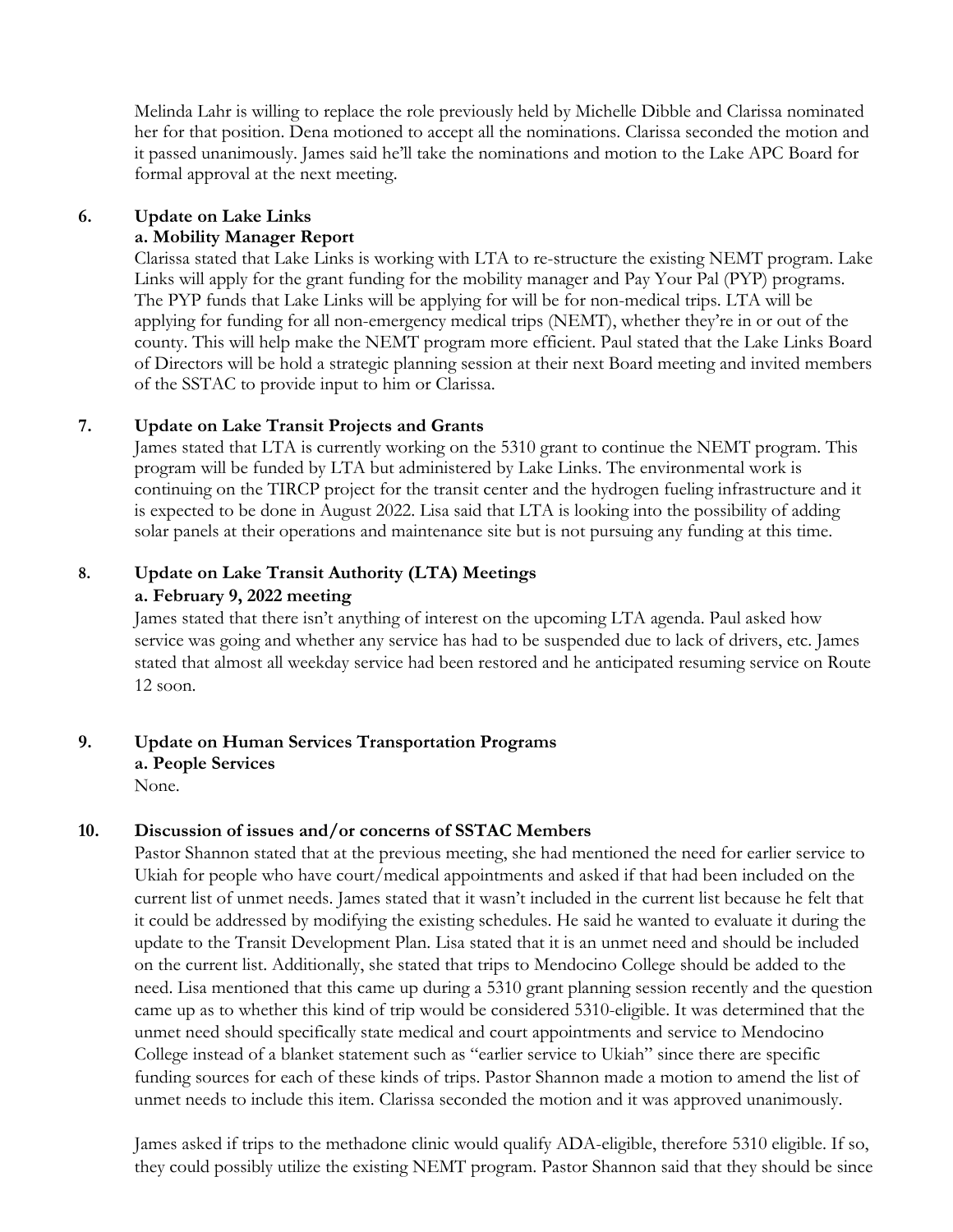Melinda Lahr is willing to replace the role previously held by Michelle Dibble and Clarissa nominated her for that position. Dena motioned to accept all the nominations. Clarissa seconded the motion and it passed unanimously. James said he'll take the nominations and motion to the Lake APC Board for formal approval at the next meeting.

**6. Update on Lake Links**

**a. Mobility Manager Report**

Clarissa stated that Lake Links is working with LTA to re-structure the existing NEMT program. Lake Links will apply for the grant funding for the mobility manager and Pay Your Pal (PYP) programs. The PYP funds that Lake Links will be applying for will be for non-medical trips. LTA will be applying for funding for all non-emergency medical trips (NEMT), whether they're in or out of the county. This will help make the NEMT program more efficient. Paul stated that the Lake Links Board of Directors will be hold a strategic planning session at their next Board meeting and invited members of the SSTAC to provide input to him or Clarissa.

**7. Update on Lake Transit Projects and Grants**

James stated that LTA is currently working on the 5310 grant to continue the NEMT program. This program will be funded by LTA but administered by Lake Links. The environmental work is continuing on the TIRCP project for the transit center and the hydrogen fueling infrastructure and it is expected to be done in August 2022. Lisa said that LTA is looking into the possibility of adding solar panels at their operations and maintenance site but is not pursuing any funding at this time.

**8. Update on Lake Transit Authority (LTA) Meetings**

**a. February 9, 2022 meeting**

James stated that there isn't anything of interest on the upcoming LTA agenda. Paul asked how service was going and whether any service has had to be suspended due to lack of drivers, etc. James stated that almost all weekday service had been restored and he anticipated resuming service on Route 12 soon.

**9. Update on Human Services Transportation Programs**

**a. People Services**

None.

**10. Discussion of issues and/or concerns of SSTAC Members**

Pastor Shannon stated that at the previous meeting, she had mentioned the need for earlier service to Ukiah for people who have court/medical appointments and asked if that had been included on the current list of unmet needs. James stated that it wasn't included in the current list because he felt that it could be addressed by modifying the existing schedules. He said he wanted to evaluate it during the update to the Transit Development Plan. Lisa stated that it is an unmet need and should be included on the current list. Additionally, she stated that trips to Mendocino College should be added to the need. Lisa mentioned that this came up during a 5310 grant planning session recently and the question came up as to whether this kind of trip would be considered 5310-eligible. It was determined that the unmet need should specifically state medical and court appointments and service to Mendocino College instead of a blanket statement such as "earlier service to Ukiah" since there are specific funding sources for each of these kinds of trips. Pastor Shannon made a motion to amend the list of unmet needs to include this item. Clarissa seconded the motion and it was approved unanimously.

James asked if trips to the methadone clinic would qualify ADA-eligible, therefore 5310 eligible. If so, they could possibly utilize the existing NEMT program. Pastor Shannon said that they should be since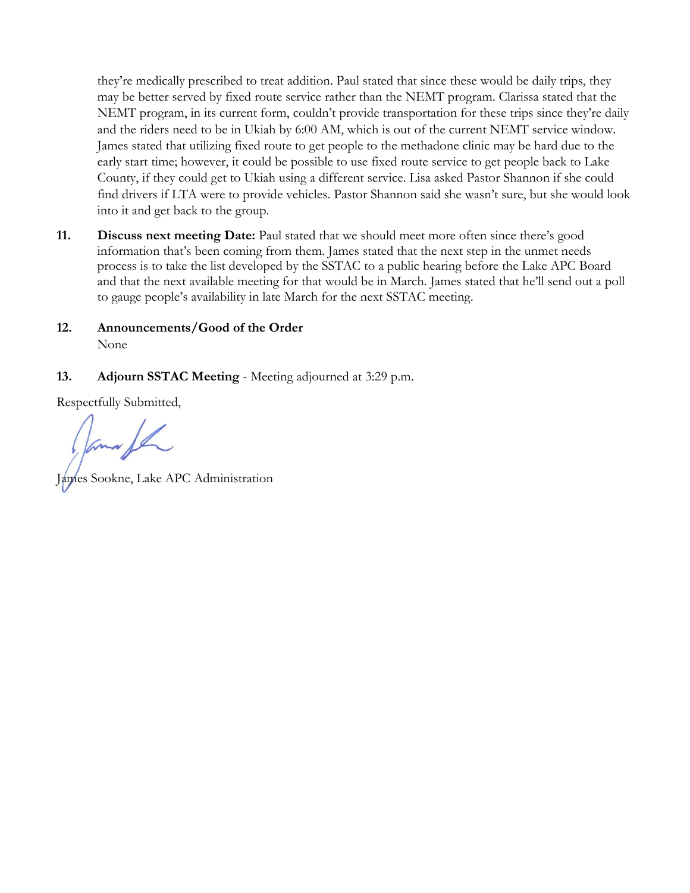they're medically prescribed to treat addition. Paul stated that since these would be daily trips, they may be better served by fixed route service rather than the NEMT program. Clarissa stated that the NEMT program, in its current form, couldn't provide transportation for these trips since they're daily and the riders need to be in Ukiah by 6:00 AM, which is out of the current NEMT service window. James stated that utilizing fixed route to get people to the methadone clinic may be hard due to the early start time; however, it could be possible to use fixed route service to get people back to Lake County, if they could get to Ukiah using a different service. Lisa asked Pastor Shannon if she could find drivers if LTA were to provide vehicles. Pastor Shannon said she wasn't sure, but she would look into it and get back to the group.

**11. Discuss next meeting Date:** Paul stated that we should meet more often since there's good information that's been coming from them. James stated that the next step in the unmet needs process is to take the list developed by the SSTAC to a public hearing before the Lake APC Board and that the next available meeting for that would be in March. James stated that he'll send out a poll to gauge people's availability in late March for the next SSTAC meeting.

**12. Announcements/Good of the Order**

None

**13. Adjourn SSTAC Meeting** - Meeting adjourned at 3:29 p.m.

Respectfully Submitted,

James Sookne, Lake APC Administration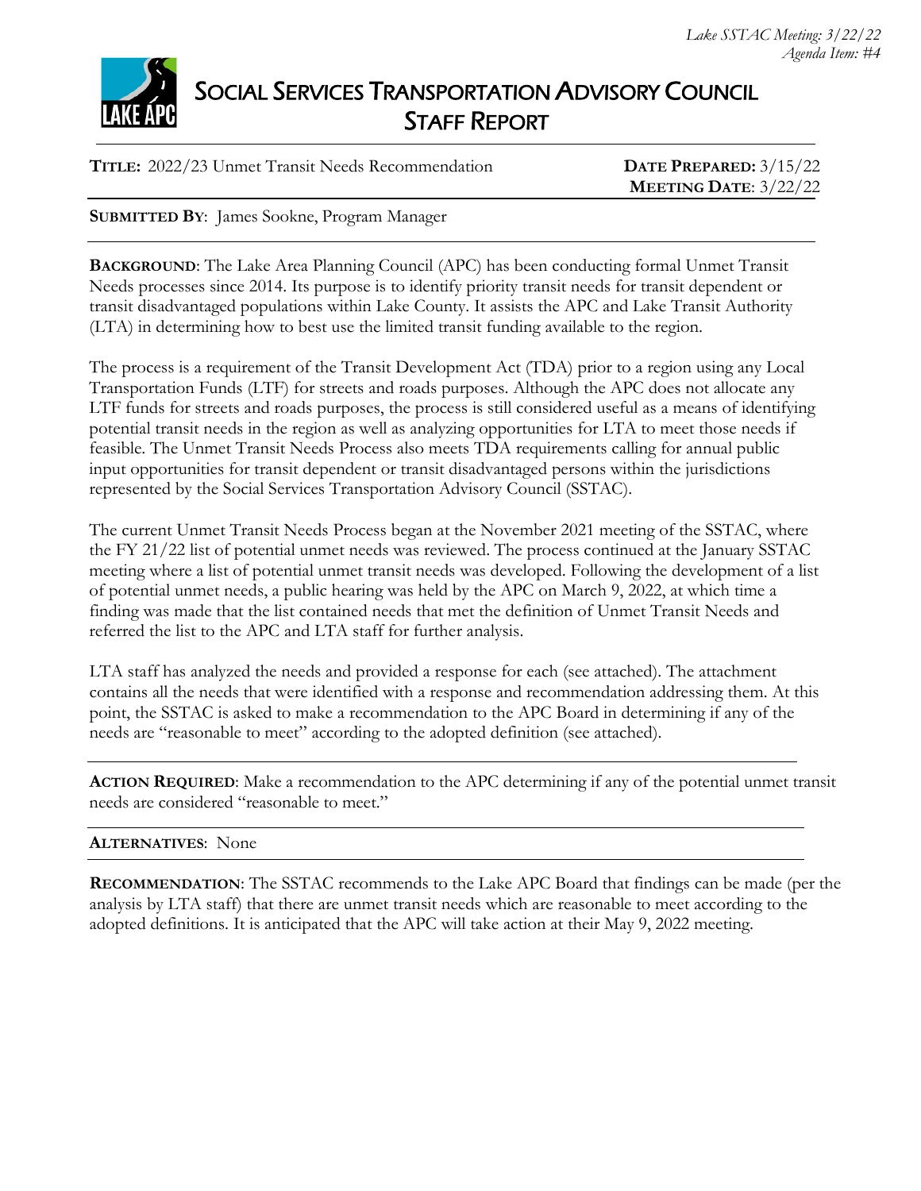# SOCIAL SERVICES TRANSPORTATION ADVISORY COUNCIL STAFF REPORT

**TITLE:** 2022/23 Unmet Transit Needs Recommendation

**DATE PREPARED:** 3/15/22
**MEETING DATE**: 3/22/22

**SUBMITTED BY**: James Sookne, Program Manager

**BACKGROUND**: The Lake Area Planning Council (APC) has been conducting formal Unmet Transit Needs processes since 2014. Its purpose is to identify priority transit needs for transit dependent or transit disadvantaged populations within Lake County. It assists the APC and Lake Transit Authority (LTA) in determining how to best use the limited transit funding available to the region.

The process is a requirement of the Transit Development Act (TDA) prior to a region using any Local Transportation Funds (LTF) for streets and roads purposes. Although the APC does not allocate any LTF funds for streets and roads purposes, the process is still considered useful as a means of identifying potential transit needs in the region as well as analyzing opportunities for LTA to meet those needs if feasible. The Unmet Transit Needs Process also meets TDA requirements calling for annual public input opportunities for transit dependent or transit disadvantaged persons within the jurisdictions represented by the Social Services Transportation Advisory Council (SSTAC).

The current Unmet Transit Needs Process began at the November 2021 meeting of the SSTAC, where the FY 21/22 list of potential unmet needs was reviewed. The process continued at the January SSTAC meeting where a list of potential unmet transit needs was developed. Following the development of a list of potential unmet needs, a public hearing was held by the APC on March 9, 2022, at which time a finding was made that the list contained needs that met the definition of Unmet Transit Needs and referred the list to the APC and LTA staff for further analysis.

LTA staff has analyzed the needs and provided a response for each (see attached). The attachment contains all the needs that were identified with a response and recommendation addressing them. At this point, the SSTAC is asked to make a recommendation to the APC Board in determining if any of the needs are "reasonable to meet" according to the adopted definition (see attached).

**ACTION REQUIRED**: Make a recommendation to the APC determining if any of the potential unmet transit needs are considered "reasonable to meet."

**ALTERNATIVES**: None

**RECOMMENDATION**: The SSTAC recommends to the Lake APC Board that findings can be made (per the analysis by LTA staff) that there are unmet transit needs which are reasonable to meet according to the adopted definitions. It is anticipated that the APC will take action at their May 9, 2022 meeting.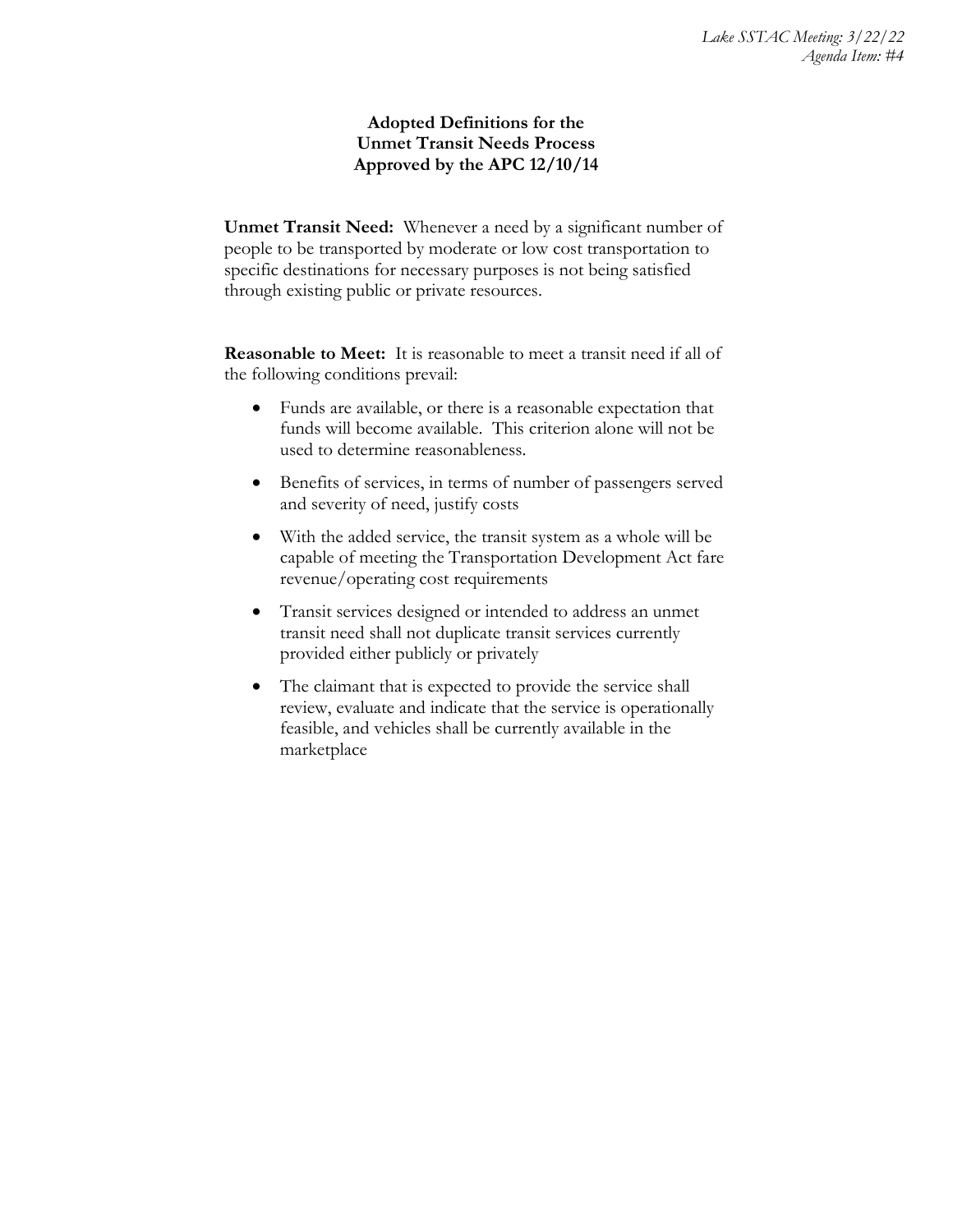# Adopted Definitions for the Unmet Transit Needs Process Approved by the APC 12/10/14

**Unmet Transit Need:** Whenever a need by a significant number of people to be transported by moderate or low cost transportation to specific destinations for necessary purposes is not being satisfied through existing public or private resources.

**Reasonable to Meet:** It is reasonable to meet a transit need if all of the following conditions prevail:

- Funds are available, or there is a reasonable expectation that funds will become available. This criterion alone will not be used to determine reasonableness.
- Benefits of services, in terms of number of passengers served and severity of need, justify costs
- With the added service, the transit system as a whole will be capable of meeting the Transportation Development Act fare revenue/operating cost requirements
- Transit services designed or intended to address an unmet transit need shall not duplicate transit services currently provided either publicly or privately
- The claimant that is expected to provide the service shall review, evaluate and indicate that the service is operationally feasible, and vehicles shall be currently available in the marketplace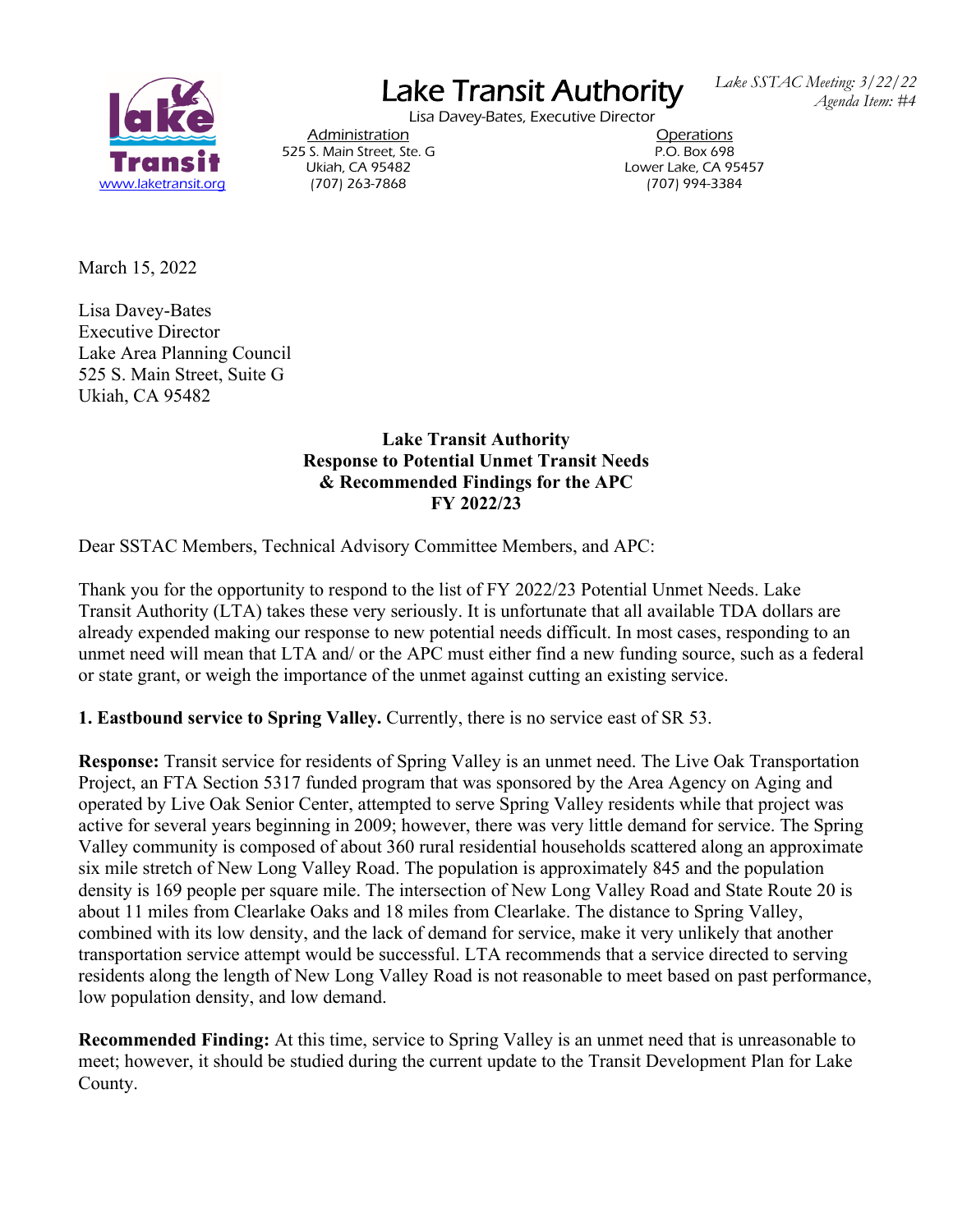Lake Transit Authority

Lisa Davey-Bates, Executive Director

*Lake SSTAC Meeting: 3/22/22*
*Agenda Item: #4*

www.laketransit.org

Administration
525 S. Main Street, Ste. G
Ukiah, CA 95482
(707) 263-7868

Operations
P.O. Box 698
Lower Lake, CA 95457
(707) 994-3384

March 15, 2022

Lisa Davey-Bates
Executive Director
Lake Area Planning Council
525 S. Main Street, Suite G
Ukiah, CA 95482

**Lake Transit Authority**
**Response to Potential Unmet Transit Needs**
**& Recommended Findings for the APC**
**FY 2022/23**

Dear SSTAC Members, Technical Advisory Committee Members, and APC:

Thank you for the opportunity to respond to the list of FY 2022/23 Potential Unmet Needs. Lake Transit Authority (LTA) takes these very seriously. It is unfortunate that all available TDA dollars are already expended making our response to new potential needs difficult. In most cases, responding to an unmet need will mean that LTA and/ or the APC must either find a new funding source, such as a federal or state grant, or weigh the importance of the unmet against cutting an existing service.

**1. Eastbound service to Spring Valley.** Currently, there is no service east of SR 53.

**Response:** Transit service for residents of Spring Valley is an unmet need. The Live Oak Transportation Project, an FTA Section 5317 funded program that was sponsored by the Area Agency on Aging and operated by Live Oak Senior Center, attempted to serve Spring Valley residents while that project was active for several years beginning in 2009; however, there was very little demand for service. The Spring Valley community is composed of about 360 rural residential households scattered along an approximate six mile stretch of New Long Valley Road. The population is approximately 845 and the population density is 169 people per square mile. The intersection of New Long Valley Road and State Route 20 is about 11 miles from Clearlake Oaks and 18 miles from Clearlake. The distance to Spring Valley, combined with its low density, and the lack of demand for service, make it very unlikely that another transportation service attempt would be successful. LTA recommends that a service directed to serving residents along the length of New Long Valley Road is not reasonable to meet based on past performance, low population density, and low demand.

**Recommended Finding:** At this time, service to Spring Valley is an unmet need that is unreasonable to meet; however, it should be studied during the current update to the Transit Development Plan for Lake County.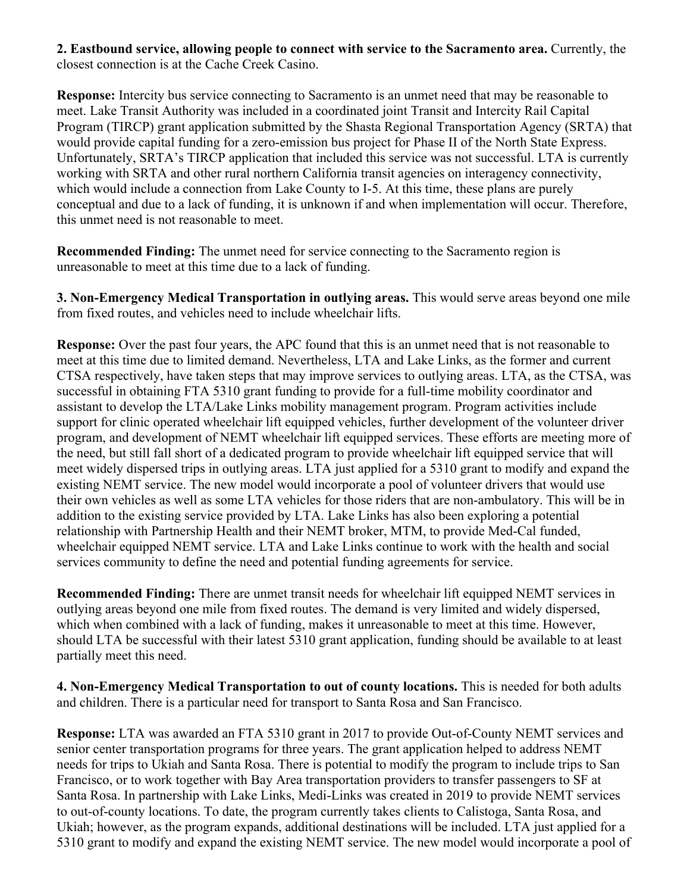**2. Eastbound service, allowing people to connect with service to the Sacramento area.** Currently, the closest connection is at the Cache Creek Casino.

**Response:** Intercity bus service connecting to Sacramento is an unmet need that may be reasonable to meet. Lake Transit Authority was included in a coordinated joint Transit and Intercity Rail Capital Program (TIRCP) grant application submitted by the Shasta Regional Transportation Agency (SRTA) that would provide capital funding for a zero-emission bus project for Phase II of the North State Express. Unfortunately, SRTA's TIRCP application that included this service was not successful. LTA is currently working with SRTA and other rural northern California transit agencies on interagency connectivity, which would include a connection from Lake County to I-5. At this time, these plans are purely conceptual and due to a lack of funding, it is unknown if and when implementation will occur. Therefore, this unmet need is not reasonable to meet.

**Recommended Finding:** The unmet need for service connecting to the Sacramento region is unreasonable to meet at this time due to a lack of funding.

**3. Non-Emergency Medical Transportation in outlying areas.** This would serve areas beyond one mile from fixed routes, and vehicles need to include wheelchair lifts.

**Response:** Over the past four years, the APC found that this is an unmet need that is not reasonable to meet at this time due to limited demand. Nevertheless, LTA and Lake Links, as the former and current CTSA respectively, have taken steps that may improve services to outlying areas. LTA, as the CTSA, was successful in obtaining FTA 5310 grant funding to provide for a full-time mobility coordinator and assistant to develop the LTA/Lake Links mobility management program. Program activities include support for clinic operated wheelchair lift equipped vehicles, further development of the volunteer driver program, and development of NEMT wheelchair lift equipped services. These efforts are meeting more of the need, but still fall short of a dedicated program to provide wheelchair lift equipped service that will meet widely dispersed trips in outlying areas. LTA just applied for a 5310 grant to modify and expand the existing NEMT service. The new model would incorporate a pool of volunteer drivers that would use their own vehicles as well as some LTA vehicles for those riders that are non-ambulatory. This will be in addition to the existing service provided by LTA. Lake Links has also been exploring a potential relationship with Partnership Health and their NEMT broker, MTM, to provide Med-Cal funded, wheelchair equipped NEMT service. LTA and Lake Links continue to work with the health and social services community to define the need and potential funding agreements for service.

**Recommended Finding:** There are unmet transit needs for wheelchair lift equipped NEMT services in outlying areas beyond one mile from fixed routes. The demand is very limited and widely dispersed, which when combined with a lack of funding, makes it unreasonable to meet at this time. However, should LTA be successful with their latest 5310 grant application, funding should be available to at least partially meet this need.

**4. Non-Emergency Medical Transportation to out of county locations.** This is needed for both adults and children. There is a particular need for transport to Santa Rosa and San Francisco.

**Response:** LTA was awarded an FTA 5310 grant in 2017 to provide Out-of-County NEMT services and senior center transportation programs for three years. The grant application helped to address NEMT needs for trips to Ukiah and Santa Rosa. There is potential to modify the program to include trips to San Francisco, or to work together with Bay Area transportation providers to transfer passengers to SF at Santa Rosa. In partnership with Lake Links, Medi-Links was created in 2019 to provide NEMT services to out-of-county locations. To date, the program currently takes clients to Calistoga, Santa Rosa, and Ukiah; however, as the program expands, additional destinations will be included. LTA just applied for a 5310 grant to modify and expand the existing NEMT service. The new model would incorporate a pool of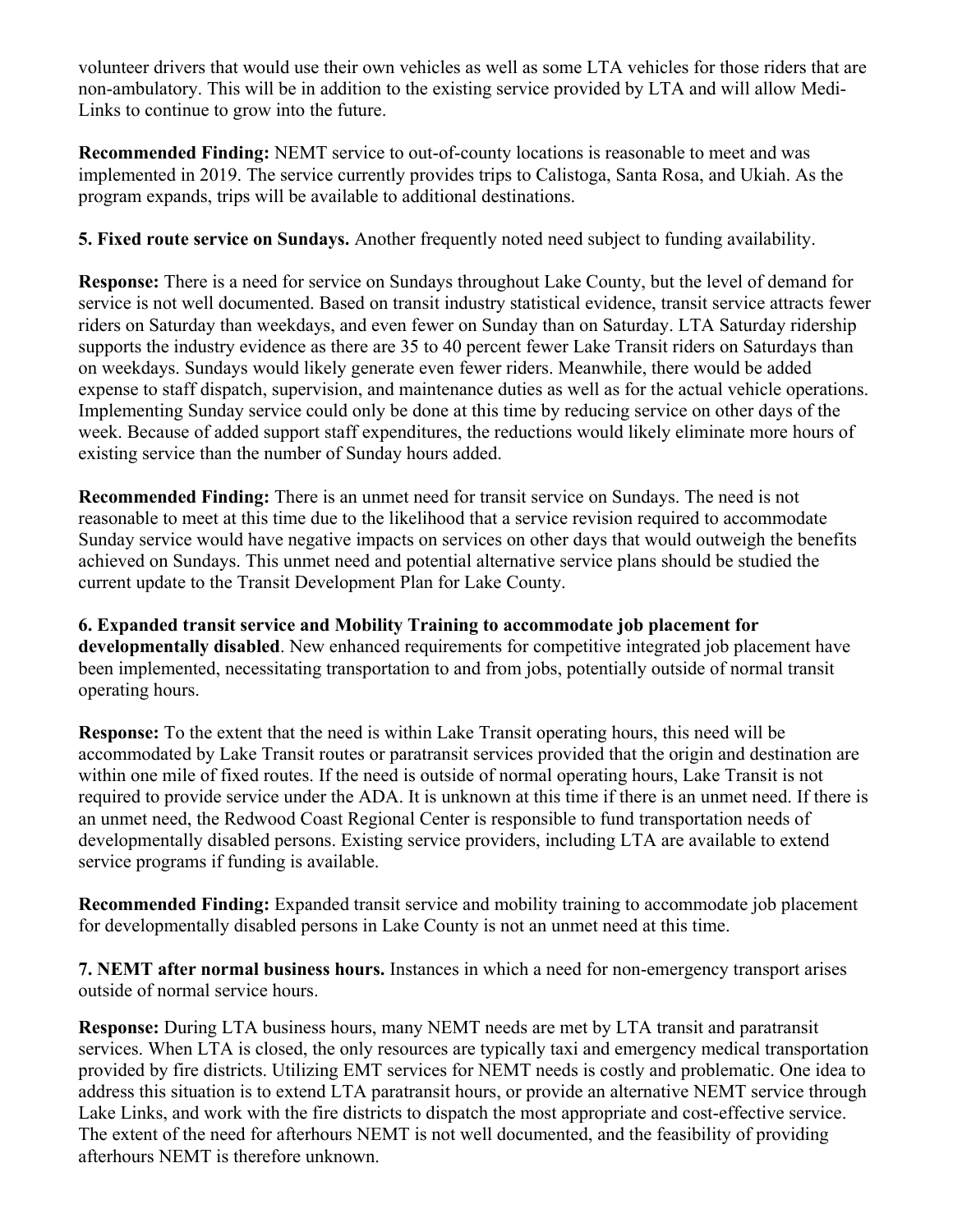volunteer drivers that would use their own vehicles as well as some LTA vehicles for those riders that are non-ambulatory. This will be in addition to the existing service provided by LTA and will allow Medi-Links to continue to grow into the future.

**Recommended Finding:** NEMT service to out-of-county locations is reasonable to meet and was implemented in 2019. The service currently provides trips to Calistoga, Santa Rosa, and Ukiah. As the program expands, trips will be available to additional destinations.

**5. Fixed route service on Sundays.** Another frequently noted need subject to funding availability.

**Response:** There is a need for service on Sundays throughout Lake County, but the level of demand for service is not well documented. Based on transit industry statistical evidence, transit service attracts fewer riders on Saturday than weekdays, and even fewer on Sunday than on Saturday. LTA Saturday ridership supports the industry evidence as there are 35 to 40 percent fewer Lake Transit riders on Saturdays than on weekdays. Sundays would likely generate even fewer riders. Meanwhile, there would be added expense to staff dispatch, supervision, and maintenance duties as well as for the actual vehicle operations. Implementing Sunday service could only be done at this time by reducing service on other days of the week. Because of added support staff expenditures, the reductions would likely eliminate more hours of existing service than the number of Sunday hours added.

**Recommended Finding:** There is an unmet need for transit service on Sundays. The need is not reasonable to meet at this time due to the likelihood that a service revision required to accommodate Sunday service would have negative impacts on services on other days that would outweigh the benefits achieved on Sundays. This unmet need and potential alternative service plans should be studied the current update to the Transit Development Plan for Lake County.

**6. Expanded transit service and Mobility Training to accommodate job placement for developmentally disabled**. New enhanced requirements for competitive integrated job placement have been implemented, necessitating transportation to and from jobs, potentially outside of normal transit operating hours.

**Response:** To the extent that the need is within Lake Transit operating hours, this need will be accommodated by Lake Transit routes or paratransit services provided that the origin and destination are within one mile of fixed routes. If the need is outside of normal operating hours, Lake Transit is not required to provide service under the ADA. It is unknown at this time if there is an unmet need. If there is an unmet need, the Redwood Coast Regional Center is responsible to fund transportation needs of developmentally disabled persons. Existing service providers, including LTA are available to extend service programs if funding is available.

**Recommended Finding:** Expanded transit service and mobility training to accommodate job placement for developmentally disabled persons in Lake County is not an unmet need at this time.

**7. NEMT after normal business hours.** Instances in which a need for non-emergency transport arises outside of normal service hours.

**Response:** During LTA business hours, many NEMT needs are met by LTA transit and paratransit services. When LTA is closed, the only resources are typically taxi and emergency medical transportation provided by fire districts. Utilizing EMT services for NEMT needs is costly and problematic. One idea to address this situation is to extend LTA paratransit hours, or provide an alternative NEMT service through Lake Links, and work with the fire districts to dispatch the most appropriate and cost-effective service. The extent of the need for afterhours NEMT is not well documented, and the feasibility of providing afterhours NEMT is therefore unknown.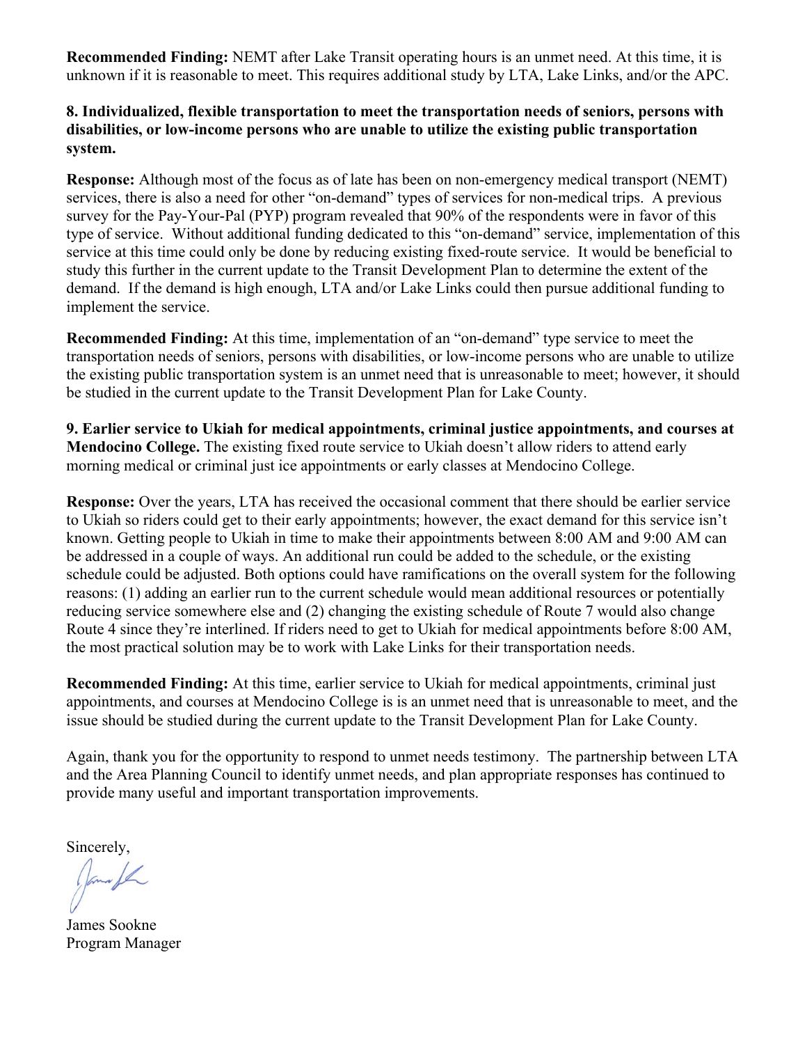**Recommended Finding:** NEMT after Lake Transit operating hours is an unmet need. At this time, it is unknown if it is reasonable to meet. This requires additional study by LTA, Lake Links, and/or the APC.

**8. Individualized, flexible transportation to meet the transportation needs of seniors, persons with disabilities, or low-income persons who are unable to utilize the existing public transportation system.**

**Response:** Although most of the focus as of late has been on non-emergency medical transport (NEMT) services, there is also a need for other "on-demand" types of services for non-medical trips. A previous survey for the Pay-Your-Pal (PYP) program revealed that 90% of the respondents were in favor of this type of service. Without additional funding dedicated to this "on-demand" service, implementation of this service at this time could only be done by reducing existing fixed-route service. It would be beneficial to study this further in the current update to the Transit Development Plan to determine the extent of the demand. If the demand is high enough, LTA and/or Lake Links could then pursue additional funding to implement the service.

**Recommended Finding:** At this time, implementation of an "on-demand" type service to meet the transportation needs of seniors, persons with disabilities, or low-income persons who are unable to utilize the existing public transportation system is an unmet need that is unreasonable to meet; however, it should be studied in the current update to the Transit Development Plan for Lake County.

**9. Earlier service to Ukiah for medical appointments, criminal justice appointments, and courses at Mendocino College.** The existing fixed route service to Ukiah doesn't allow riders to attend early morning medical or criminal just ice appointments or early classes at Mendocino College.

**Response:** Over the years, LTA has received the occasional comment that there should be earlier service to Ukiah so riders could get to their early appointments; however, the exact demand for this service isn't known. Getting people to Ukiah in time to make their appointments between 8:00 AM and 9:00 AM can be addressed in a couple of ways. An additional run could be added to the schedule, or the existing schedule could be adjusted. Both options could have ramifications on the overall system for the following reasons: (1) adding an earlier run to the current schedule would mean additional resources or potentially reducing service somewhere else and (2) changing the existing schedule of Route 7 would also change Route 4 since they're interlined. If riders need to get to Ukiah for medical appointments before 8:00 AM, the most practical solution may be to work with Lake Links for their transportation needs.

**Recommended Finding:** At this time, earlier service to Ukiah for medical appointments, criminal just appointments, and courses at Mendocino College is is an unmet need that is unreasonable to meet, and the issue should be studied during the current update to the Transit Development Plan for Lake County.

Again, thank you for the opportunity to respond to unmet needs testimony. The partnership between LTA and the Area Planning Council to identify unmet needs, and plan appropriate responses has continued to provide many useful and important transportation improvements.

Sincerely,

James Sookne
Program Manager